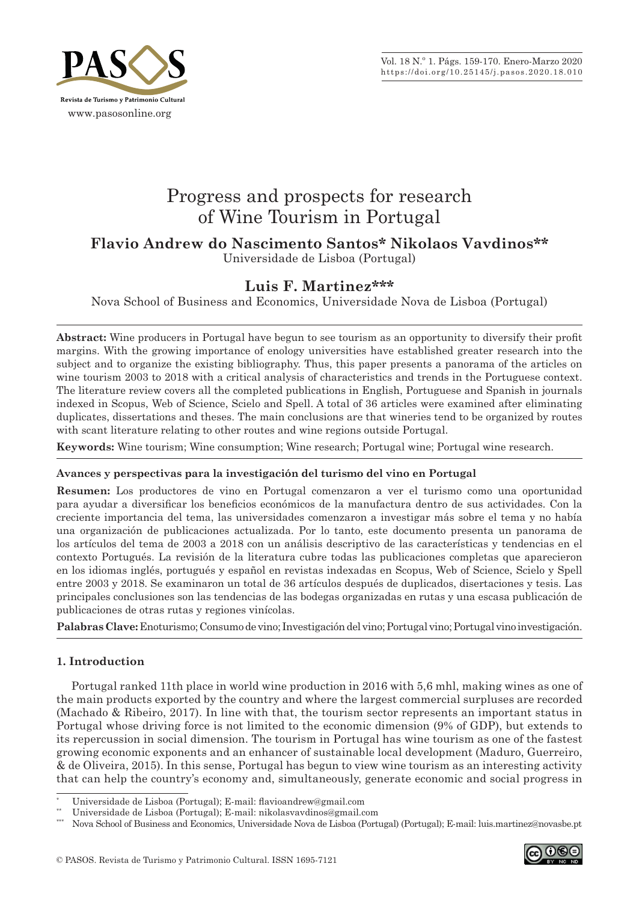# Progress and prospects for research of Wine Tourism in Portugal

**Flavio Andrew do Nascimento Santos\* Nikolaos Vavdinos\*\***
Universidade de Lisboa (Portugal)

**Luis F. Martinez\*\*\***
Nova School of Business and Economics, Universidade Nova de Lisboa (Portugal)

**Abstract:** Wine producers in Portugal have begun to see tourism as an opportunity to diversify their profit margins. With the growing importance of enology universities have established greater research into the subject and to organize the existing bibliography. Thus, this paper presents a panorama of the articles on wine tourism 2003 to 2018 with a critical analysis of characteristics and trends in the Portuguese context. The literature review covers all the completed publications in English, Portuguese and Spanish in journals indexed in Scopus, Web of Science, Scielo and Spell. A total of 36 articles were examined after eliminating duplicates, dissertations and theses. The main conclusions are that wineries tend to be organized by routes with scant literature relating to other routes and wine regions outside Portugal.

**Keywords:** Wine tourism; Wine consumption; Wine research; Portugal wine; Portugal wine research.

**Avances y perspectivas para la investigación del turismo del vino en Portugal**

**Resumen:** Los productores de vino en Portugal comenzaron a ver el turismo como una oportunidad para ayudar a diversificar los beneficios económicos de la manufactura dentro de sus actividades. Con la creciente importancia del tema, las universidades comenzaron a investigar más sobre el tema y no había una organización de publicaciones actualizada. Por lo tanto, este documento presenta un panorama de los artículos del tema de 2003 a 2018 con un análisis descriptivo de las características y tendencias en el contexto Portugués. La revisión de la literatura cubre todas las publicaciones completas que aparecieron en los idiomas inglés, portugués y español en revistas indexadas en Scopus, Web of Science, Scielo y Spell entre 2003 y 2018. Se examinaron un total de 36 artículos después de duplicados, disertaciones y tesis. Las principales conclusiones son las tendencias de las bodegas organizadas en rutas y una escasa publicación de publicaciones de otras rutas y regiones vinícolas.

**Palabras Clave:** Enoturismo; Consumo de vino; Investigación del vino; Portugal vino; Portugal vino investigación.

## 1. Introduction

Portugal ranked 11th place in world wine production in 2016 with 5,6 mhl, making wines as one of the main products exported by the country and where the largest commercial surpluses are recorded (Machado & Ribeiro, 2017). In line with that, the tourism sector represents an important status in Portugal whose driving force is not limited to the economic dimension (9% of GDP), but extends to its repercussion in social dimension. The tourism in Portugal has wine tourism as one of the fastest growing economic exponents and an enhancer of sustainable local development (Maduro, Guerreiro, & de Oliveira, 2015). In this sense, Portugal has begun to view wine tourism as an interesting activity that can help the country's economy and, simultaneously, generate economic and social progress in

---

\* Universidade de Lisboa (Portugal); E-mail: flavioandrew@gmail.com

\*\* Universidade de Lisboa (Portugal); E-mail: nikolasvavdinos@gmail.com

\*\*\* Nova School of Business and Economics, Universidade Nova de Lisboa (Portugal) (Portugal); E-mail: luis.martinez@novasbe.pt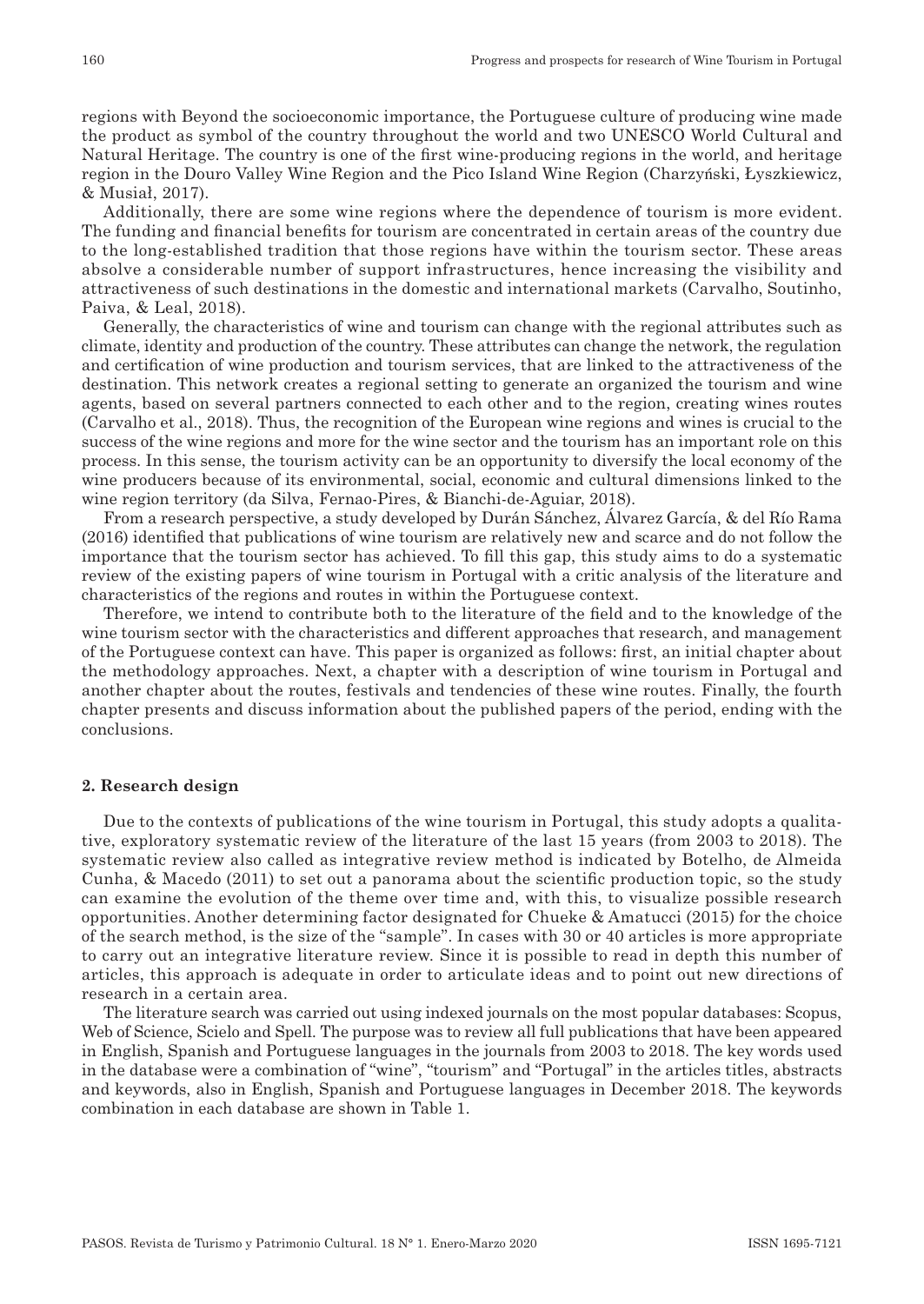regions with Beyond the socioeconomic importance, the Portuguese culture of producing wine made the product as symbol of the country throughout the world and two UNESCO World Cultural and Natural Heritage. The country is one of the first wine-producing regions in the world, and heritage region in the Douro Valley Wine Region and the Pico Island Wine Region (Charzyński, Łyszkiewicz, & Musiał, 2017).

Additionally, there are some wine regions where the dependence of tourism is more evident. The funding and financial benefits for tourism are concentrated in certain areas of the country due to the long-established tradition that those regions have within the tourism sector. These areas absolve a considerable number of support infrastructures, hence increasing the visibility and attractiveness of such destinations in the domestic and international markets (Carvalho, Soutinho, Paiva, & Leal, 2018).

Generally, the characteristics of wine and tourism can change with the regional attributes such as climate, identity and production of the country. These attributes can change the network, the regulation and certification of wine production and tourism services, that are linked to the attractiveness of the destination. This network creates a regional setting to generate an organized the tourism and wine agents, based on several partners connected to each other and to the region, creating wines routes (Carvalho et al., 2018). Thus, the recognition of the European wine regions and wines is crucial to the success of the wine regions and more for the wine sector and the tourism has an important role on this process. In this sense, the tourism activity can be an opportunity to diversify the local economy of the wine producers because of its environmental, social, economic and cultural dimensions linked to the wine region territory (da Silva, Fernao-Pires, & Bianchi-de-Aguiar, 2018).

From a research perspective, a study developed by Durán Sánchez, Álvarez García, & del Río Rama (2016) identified that publications of wine tourism are relatively new and scarce and do not follow the importance that the tourism sector has achieved. To fill this gap, this study aims to do a systematic review of the existing papers of wine tourism in Portugal with a critic analysis of the literature and characteristics of the regions and routes in within the Portuguese context.

Therefore, we intend to contribute both to the literature of the field and to the knowledge of the wine tourism sector with the characteristics and different approaches that research, and management of the Portuguese context can have. This paper is organized as follows: first, an initial chapter about the methodology approaches. Next, a chapter with a description of wine tourism in Portugal and another chapter about the routes, festivals and tendencies of these wine routes. Finally, the fourth chapter presents and discuss information about the published papers of the period, ending with the conclusions.

## 2. Research design

Due to the contexts of publications of the wine tourism in Portugal, this study adopts a qualitative, exploratory systematic review of the literature of the last 15 years (from 2003 to 2018). The systematic review also called as integrative review method is indicated by Botelho, de Almeida Cunha, & Macedo (2011) to set out a panorama about the scientific production topic, so the study can examine the evolution of the theme over time and, with this, to visualize possible research opportunities. Another determining factor designated for Chueke & Amatucci (2015) for the choice of the search method, is the size of the "sample". In cases with 30 or 40 articles is more appropriate to carry out an integrative literature review. Since it is possible to read in depth this number of articles, this approach is adequate in order to articulate ideas and to point out new directions of research in a certain area.

The literature search was carried out using indexed journals on the most popular databases: Scopus, Web of Science, Scielo and Spell. The purpose was to review all full publications that have been appeared in English, Spanish and Portuguese languages in the journals from 2003 to 2018. The key words used in the database were a combination of "wine", "tourism" and "Portugal" in the articles titles, abstracts and keywords, also in English, Spanish and Portuguese languages in December 2018. The keywords combination in each database are shown in Table 1.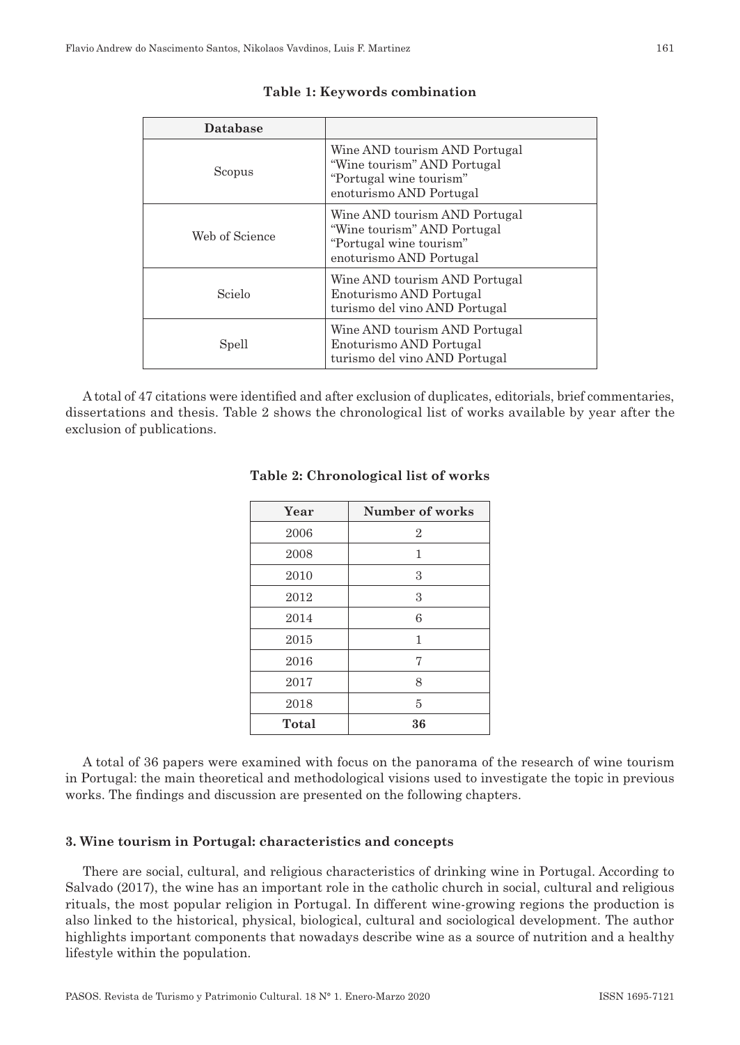**Table 1: Keywords combination**

| Database | |
|---|---|
| Scopus | Wine AND tourism AND Portugal<br>"Wine tourism" AND Portugal<br>"Portugal wine tourism"<br>enoturismo AND Portugal |
| Web of Science | Wine AND tourism AND Portugal<br>"Wine tourism" AND Portugal<br>"Portugal wine tourism"<br>enoturismo AND Portugal |
| Scielo | Wine AND tourism AND Portugal<br>Enoturismo AND Portugal<br>turismo del vino AND Portugal |
| Spell | Wine AND tourism AND Portugal<br>Enoturismo AND Portugal<br>turismo del vino AND Portugal |

A total of 47 citations were identified and after exclusion of duplicates, editorials, brief commentaries, dissertations and thesis. Table 2 shows the chronological list of works available by year after the exclusion of publications.

**Table 2: Chronological list of works**

| Year | Number of works |
|---|---|
| 2006 | 2 |
| 2008 | 1 |
| 2010 | 3 |
| 2012 | 3 |
| 2014 | 6 |
| 2015 | 1 |
| 2016 | 7 |
| 2017 | 8 |
| 2018 | 5 |
| **Total** | **36** |

A total of 36 papers were examined with focus on the panorama of the research of wine tourism in Portugal: the main theoretical and methodological visions used to investigate the topic in previous works. The findings and discussion are presented on the following chapters.

## 3. Wine tourism in Portugal: characteristics and concepts

There are social, cultural, and religious characteristics of drinking wine in Portugal. According to Salvado (2017), the wine has an important role in the catholic church in social, cultural and religious rituals, the most popular religion in Portugal. In different wine-growing regions the production is also linked to the historical, physical, biological, cultural and sociological development. The author highlights important components that nowadays describe wine as a source of nutrition and a healthy lifestyle within the population.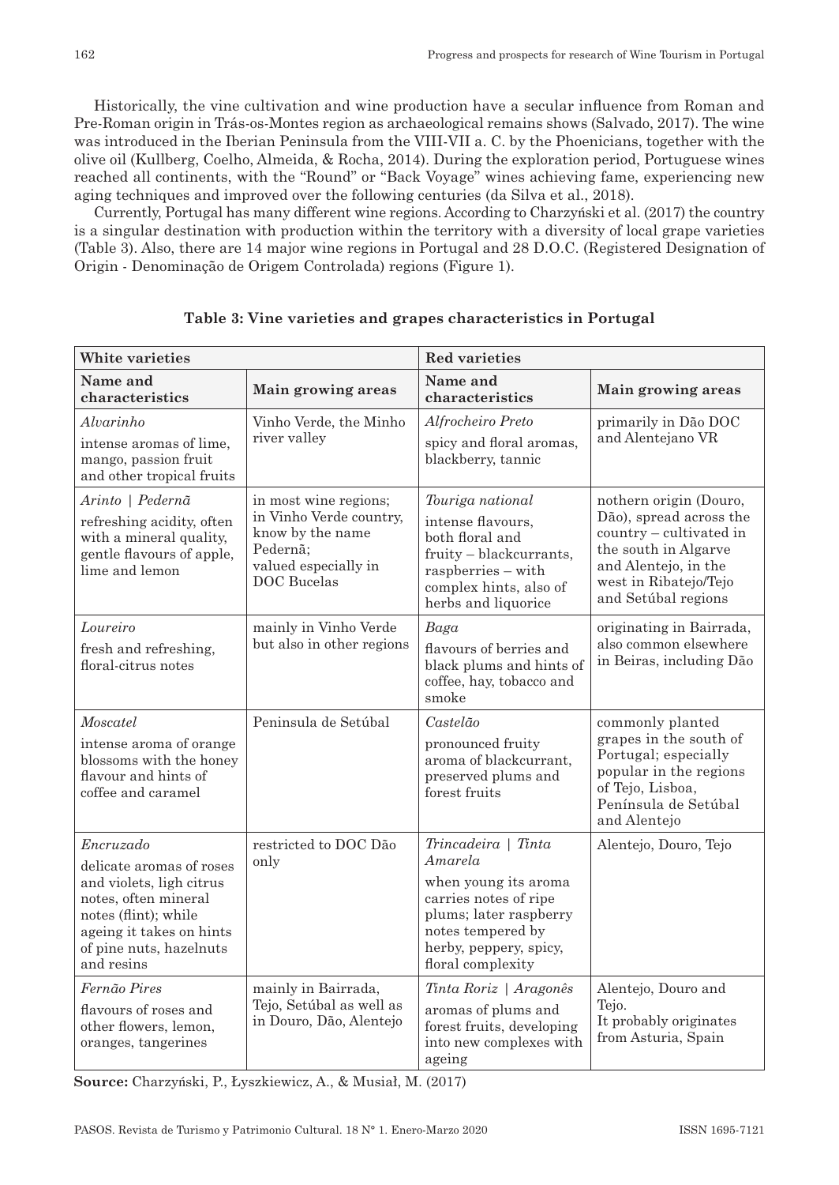Historically, the vine cultivation and wine production have a secular influence from Roman and Pre-Roman origin in Trás-os-Montes region as archaeological remains shows (Salvado, 2017). The wine was introduced in the Iberian Peninsula from the VIII-VII a. C. by the Phoenicians, together with the olive oil (Kullberg, Coelho, Almeida, & Rocha, 2014). During the exploration period, Portuguese wines reached all continents, with the "Round" or "Back Voyage" wines achieving fame, experiencing new aging techniques and improved over the following centuries (da Silva et al., 2018).

Currently, Portugal has many different wine regions. According to Charzyński et al. (2017) the country is a singular destination with production within the territory with a diversity of local grape varieties (Table 3). Also, there are 14 major wine regions in Portugal and 28 D.O.C. (Registered Designation of Origin - Denominação de Origem Controlada) regions (Figure 1).

**Table 3: Vine varieties and grapes characteristics in Portugal**

| White varieties | | Red varieties | |
|---|---|---|---|
| **Name and characteristics** | **Main growing areas** | **Name and characteristics** | **Main growing areas** |
| *Alvarinho* intense aromas of lime, mango, passion fruit and other tropical fruits | Vinho Verde, the Minho river valley | *Alfrocheiro Preto* spicy and floral aromas, blackberry, tannic | primarily in Dão DOC and Alentejano VR |
| *Arinto \| Pedernã* refreshing acidity, often with a mineral quality, gentle flavours of apple, lime and lemon | in most wine regions; in Vinho Verde country, know by the name Pedernã; valued especially in DOC Bucelas | *Touriga national* intense flavours, both floral and fruity – blackcurrants, raspberries – with complex hints, also of herbs and liquorice | nothern origin (Douro, Dão), spread across the country – cultivated in the south in Algarve and Alentejo, in the west in Ribatejo/Tejo and Setúbal regions |
| *Loureiro* fresh and refreshing, floral-citrus notes | mainly in Vinho Verde but also in other regions | *Baga* flavours of berries and black plums and hints of coffee, hay, tobacco and smoke | originating in Bairrada, also common elsewhere in Beiras, including Dão |
| *Moscatel* intense aroma of orange blossoms with the honey flavour and hints of coffee and caramel | Peninsula de Setúbal | *Castelão* pronounced fruity aroma of blackcurrant, preserved plums and forest fruits | commonly planted grapes in the south of Portugal; especially popular in the regions of Tejo, Lisboa, Península de Setúbal and Alentejo |
| *Encruzado* delicate aromas of roses and violets, ligh citrus notes, often mineral notes (flint); while ageing it takes on hints of pine nuts, hazelnuts and resins | restricted to DOC Dão only | *Trincadeira \| Tinta Amarela* when young its aroma carries notes of ripe plums; later raspberry notes tempered by herby, peppery, spicy, floral complexity | Alentejo, Douro, Tejo |
| *Fernão Pires* flavours of roses and other flowers, lemon, oranges, tangerines | mainly in Bairrada, Tejo, Setúbal as well as in Douro, Dão, Alentejo | *Tinta Roriz \| Aragonês* aromas of plums and forest fruits, developing into new complexes with ageing | Alentejo, Douro and Tejo. It probably originates from Asturia, Spain |

**Source:** Charzyński, P., Łyszkiewicz, A., & Musiał, M. (2017)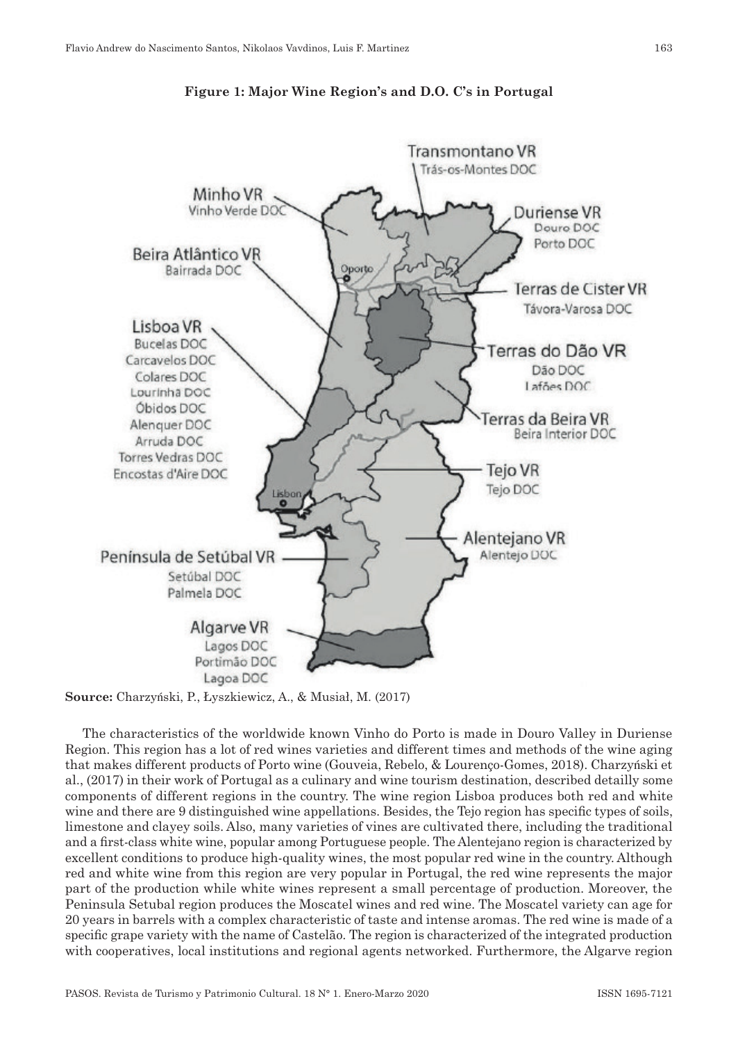**Figure 1: Major Wine Region's and D.O. C's in Portugal**

**Source:** Charzyński, P., Łyszkiewicz, A., & Musiał, M. (2017)

The characteristics of the worldwide known Vinho do Porto is made in Douro Valley in Duriense Region. This region has a lot of red wines varieties and different times and methods of the wine aging that makes different products of Porto wine (Gouveia, Rebelo, & Lourenço-Gomes, 2018). Charzyński et al., (2017) in their work of Portugal as a culinary and wine tourism destination, described detailly some components of different regions in the country. The wine region Lisboa produces both red and white wine and there are 9 distinguished wine appellations. Besides, the Tejo region has specific types of soils, limestone and clayey soils. Also, many varieties of vines are cultivated there, including the traditional and a first-class white wine, popular among Portuguese people. The Alentejano region is characterized by excellent conditions to produce high-quality wines, the most popular red wine in the country. Although red and white wine from this region are very popular in Portugal, the red wine represents the major part of the production while white wines represent a small percentage of production. Moreover, the Peninsula Setubal region produces the Moscatel wines and red wine. The Moscatel variety can age for 20 years in barrels with a complex characteristic of taste and intense aromas. The red wine is made of a specific grape variety with the name of Castelão. The region is characterized of the integrated production with cooperatives, local institutions and regional agents networked. Furthermore, the Algarve region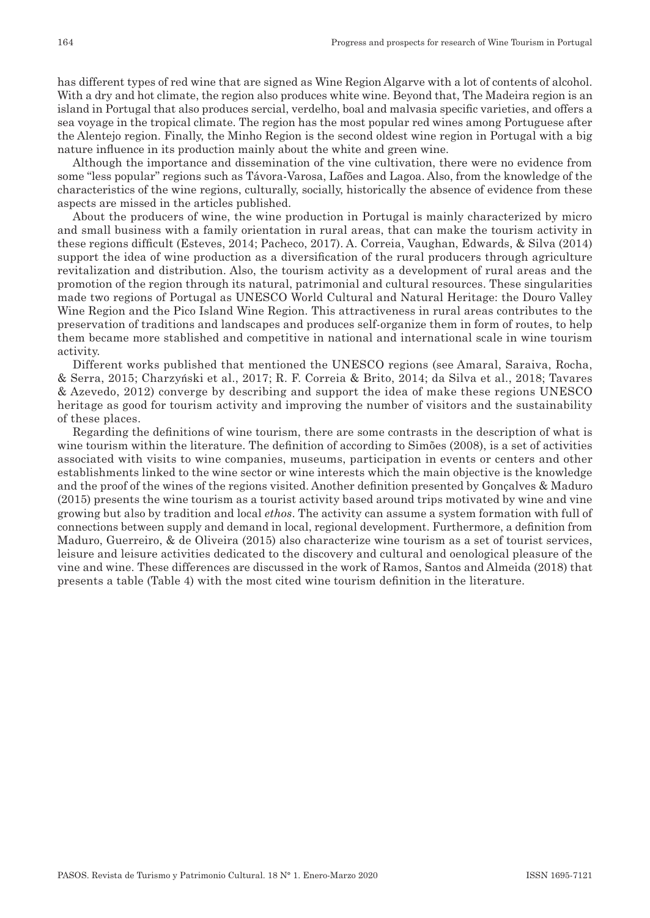has different types of red wine that are signed as Wine Region Algarve with a lot of contents of alcohol. With a dry and hot climate, the region also produces white wine. Beyond that, The Madeira region is an island in Portugal that also produces sercial, verdelho, boal and malvasia specific varieties, and offers a sea voyage in the tropical climate. The region has the most popular red wines among Portuguese after the Alentejo region. Finally, the Minho Region is the second oldest wine region in Portugal with a big nature influence in its production mainly about the white and green wine.

Although the importance and dissemination of the vine cultivation, there were no evidence from some "less popular" regions such as Távora-Varosa, Lafões and Lagoa. Also, from the knowledge of the characteristics of the wine regions, culturally, socially, historically the absence of evidence from these aspects are missed in the articles published.

About the producers of wine, the wine production in Portugal is mainly characterized by micro and small business with a family orientation in rural areas, that can make the tourism activity in these regions difficult (Esteves, 2014; Pacheco, 2017). A. Correia, Vaughan, Edwards, & Silva (2014) support the idea of wine production as a diversification of the rural producers through agriculture revitalization and distribution. Also, the tourism activity as a development of rural areas and the promotion of the region through its natural, patrimonial and cultural resources. These singularities made two regions of Portugal as UNESCO World Cultural and Natural Heritage: the Douro Valley Wine Region and the Pico Island Wine Region. This attractiveness in rural areas contributes to the preservation of traditions and landscapes and produces self-organize them in form of routes, to help them became more stablished and competitive in national and international scale in wine tourism activity.

Different works published that mentioned the UNESCO regions (see Amaral, Saraiva, Rocha, & Serra, 2015; Charzyński et al., 2017; R. F. Correia & Brito, 2014; da Silva et al., 2018; Tavares & Azevedo, 2012) converge by describing and support the idea of make these regions UNESCO heritage as good for tourism activity and improving the number of visitors and the sustainability of these places.

Regarding the definitions of wine tourism, there are some contrasts in the description of what is wine tourism within the literature. The definition of according to Simões (2008), is a set of activities associated with visits to wine companies, museums, participation in events or centers and other establishments linked to the wine sector or wine interests which the main objective is the knowledge and the proof of the wines of the regions visited. Another definition presented by Gonçalves & Maduro (2015) presents the wine tourism as a tourist activity based around trips motivated by wine and vine growing but also by tradition and local *ethos*. The activity can assume a system formation with full of connections between supply and demand in local, regional development. Furthermore, a definition from Maduro, Guerreiro, & de Oliveira (2015) also characterize wine tourism as a set of tourist services, leisure and leisure activities dedicated to the discovery and cultural and oenological pleasure of the vine and wine. These differences are discussed in the work of Ramos, Santos and Almeida (2018) that presents a table (Table 4) with the most cited wine tourism definition in the literature.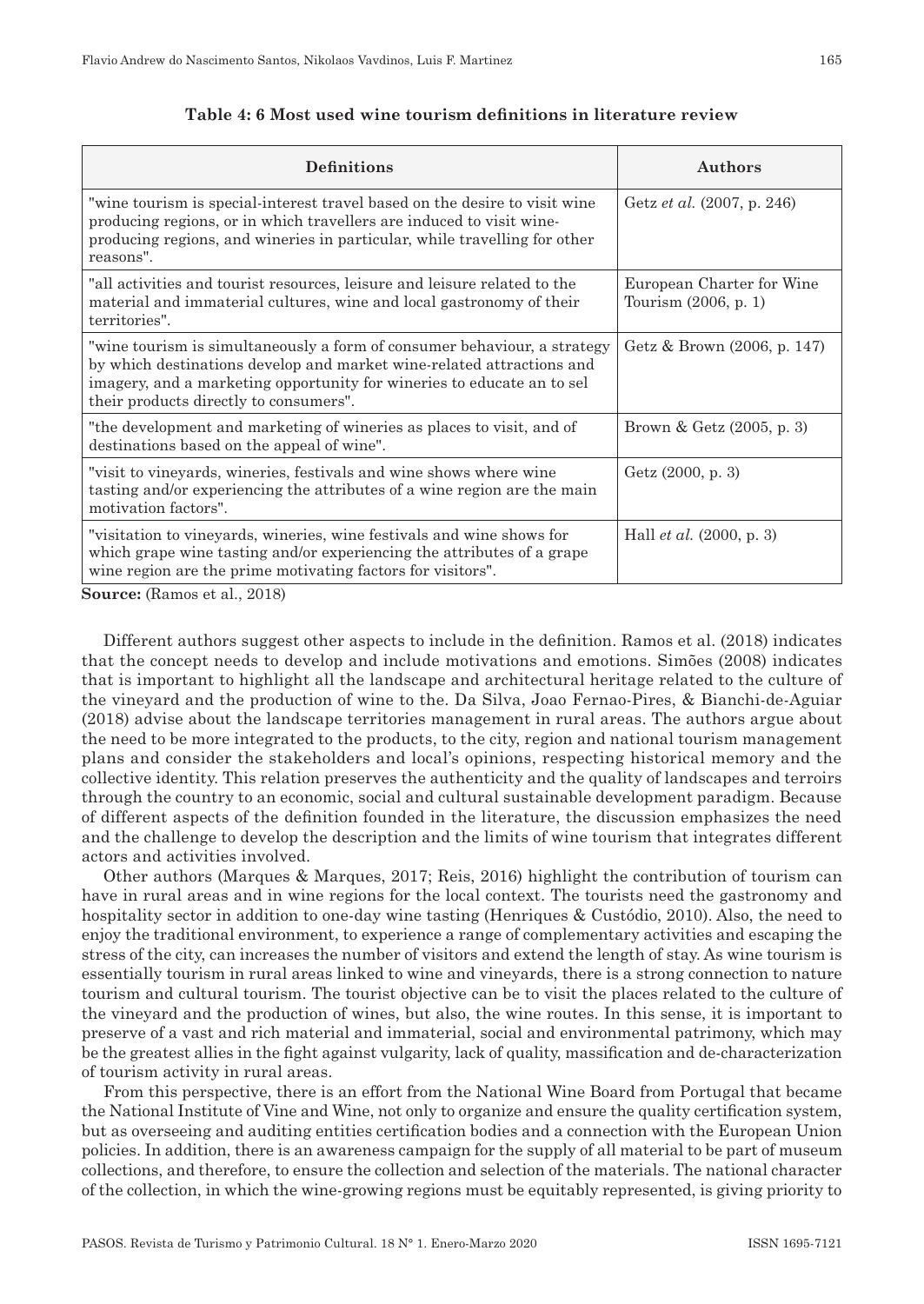**Table 4: 6 Most used wine tourism definitions in literature review**

| Definitions | Authors |
|---|---|
| "wine tourism is special-interest travel based on the desire to visit wine producing regions, or in which travellers are induced to visit wine-producing regions, and wineries in particular, while travelling for other reasons". | Getz *et al.* (2007, p. 246) |
| "all activities and tourist resources, leisure and leisure related to the material and immaterial cultures, wine and local gastronomy of their territories". | European Charter for Wine Tourism (2006, p. 1) |
| "wine tourism is simultaneously a form of consumer behaviour, a strategy by which destinations develop and market wine-related attractions and imagery, and a marketing opportunity for wineries to educate an to sel their products directly to consumers". | Getz & Brown (2006, p. 147) |
| "the development and marketing of wineries as places to visit, and of destinations based on the appeal of wine". | Brown & Getz (2005, p. 3) |
| "visit to vineyards, wineries, festivals and wine shows where wine tasting and/or experiencing the attributes of a wine region are the main motivation factors". | Getz (2000, p. 3) |
| "visitation to vineyards, wineries, wine festivals and wine shows for which grape wine tasting and/or experiencing the attributes of a grape wine region are the prime motivating factors for visitors". | Hall *et al.* (2000, p. 3) |

**Source:** (Ramos et al., 2018)

Different authors suggest other aspects to include in the definition. Ramos et al. (2018) indicates that the concept needs to develop and include motivations and emotions. Simões (2008) indicates that is important to highlight all the landscape and architectural heritage related to the culture of the vineyard and the production of wine to the. Da Silva, Joao Fernao-Pires, & Bianchi-de-Aguiar (2018) advise about the landscape territories management in rural areas. The authors argue about the need to be more integrated to the products, to the city, region and national tourism management plans and consider the stakeholders and local's opinions, respecting historical memory and the collective identity. This relation preserves the authenticity and the quality of landscapes and terroirs through the country to an economic, social and cultural sustainable development paradigm. Because of different aspects of the definition founded in the literature, the discussion emphasizes the need and the challenge to develop the description and the limits of wine tourism that integrates different actors and activities involved.

Other authors (Marques & Marques, 2017; Reis, 2016) highlight the contribution of tourism can have in rural areas and in wine regions for the local context. The tourists need the gastronomy and hospitality sector in addition to one-day wine tasting (Henriques & Custódio, 2010). Also, the need to enjoy the traditional environment, to experience a range of complementary activities and escaping the stress of the city, can increases the number of visitors and extend the length of stay. As wine tourism is essentially tourism in rural areas linked to wine and vineyards, there is a strong connection to nature tourism and cultural tourism. The tourist objective can be to visit the places related to the culture of the vineyard and the production of wines, but also, the wine routes. In this sense, it is important to preserve of a vast and rich material and immaterial, social and environmental patrimony, which may be the greatest allies in the fight against vulgarity, lack of quality, massification and de-characterization of tourism activity in rural areas.

From this perspective, there is an effort from the National Wine Board from Portugal that became the National Institute of Vine and Wine, not only to organize and ensure the quality certification system, but as overseeing and auditing entities certification bodies and a connection with the European Union policies. In addition, there is an awareness campaign for the supply of all material to be part of museum collections, and therefore, to ensure the collection and selection of the materials. The national character of the collection, in which the wine-growing regions must be equitably represented, is giving priority to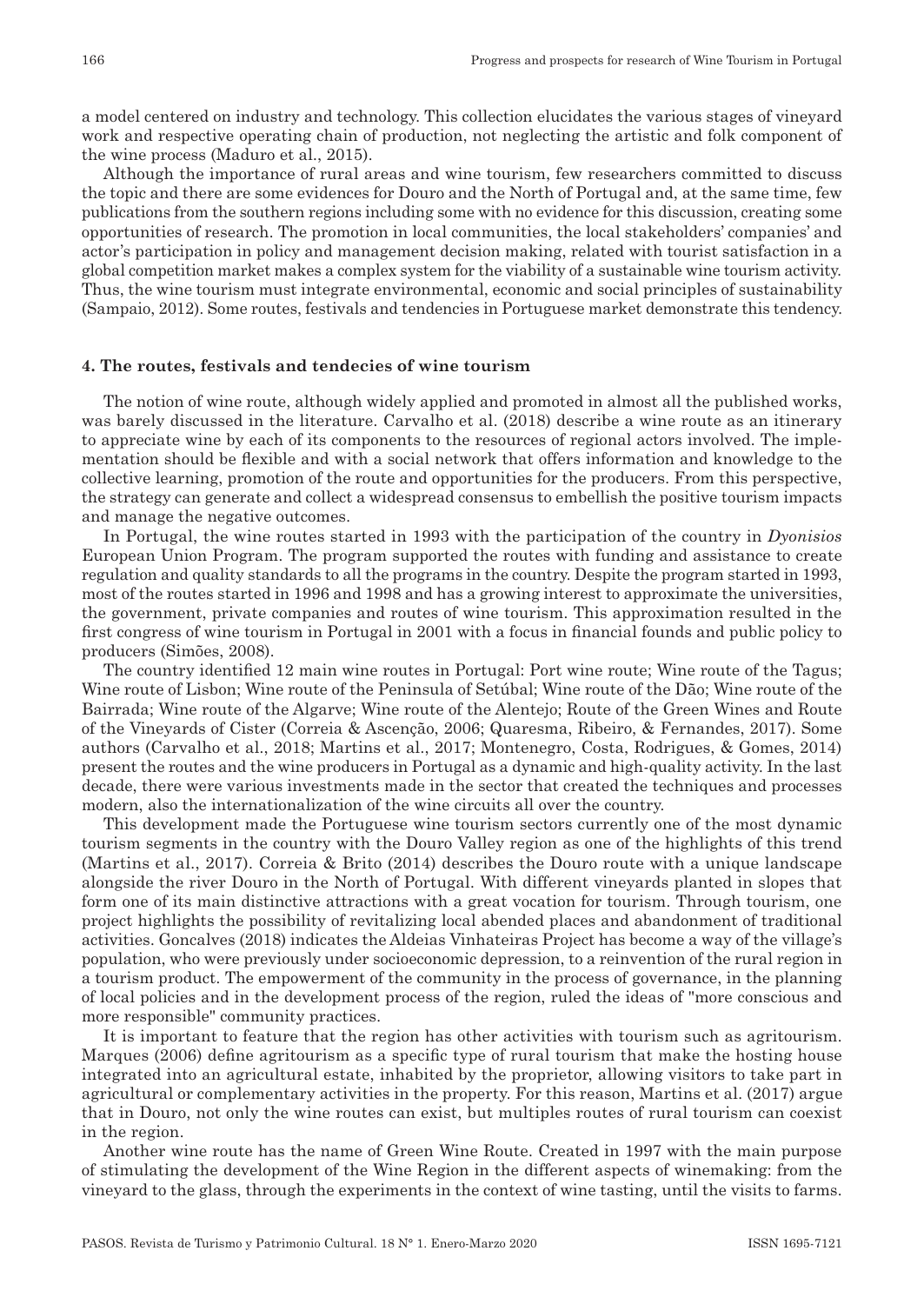a model centered on industry and technology. This collection elucidates the various stages of vineyard work and respective operating chain of production, not neglecting the artistic and folk component of the wine process (Maduro et al., 2015).

Although the importance of rural areas and wine tourism, few researchers committed to discuss the topic and there are some evidences for Douro and the North of Portugal and, at the same time, few publications from the southern regions including some with no evidence for this discussion, creating some opportunities of research. The promotion in local communities, the local stakeholders' companies' and actor's participation in policy and management decision making, related with tourist satisfaction in a global competition market makes a complex system for the viability of a sustainable wine tourism activity. Thus, the wine tourism must integrate environmental, economic and social principles of sustainability (Sampaio, 2012). Some routes, festivals and tendencies in Portuguese market demonstrate this tendency.

## 4. The routes, festivals and tendecies of wine tourism

The notion of wine route, although widely applied and promoted in almost all the published works, was barely discussed in the literature. Carvalho et al. (2018) describe a wine route as an itinerary to appreciate wine by each of its components to the resources of regional actors involved. The implementation should be flexible and with a social network that offers information and knowledge to the collective learning, promotion of the route and opportunities for the producers. From this perspective, the strategy can generate and collect a widespread consensus to embellish the positive tourism impacts and manage the negative outcomes.

In Portugal, the wine routes started in 1993 with the participation of the country in *Dyonisios* European Union Program. The program supported the routes with funding and assistance to create regulation and quality standards to all the programs in the country. Despite the program started in 1993, most of the routes started in 1996 and 1998 and has a growing interest to approximate the universities, the government, private companies and routes of wine tourism. This approximation resulted in the first congress of wine tourism in Portugal in 2001 with a focus in financial founds and public policy to producers (Simões, 2008).

The country identified 12 main wine routes in Portugal: Port wine route; Wine route of the Tagus; Wine route of Lisbon; Wine route of the Peninsula of Setúbal; Wine route of the Dão; Wine route of the Bairrada; Wine route of the Algarve; Wine route of the Alentejo; Route of the Green Wines and Route of the Vineyards of Cister (Correia & Ascenção, 2006; Quaresma, Ribeiro, & Fernandes, 2017). Some authors (Carvalho et al., 2018; Martins et al., 2017; Montenegro, Costa, Rodrigues, & Gomes, 2014) present the routes and the wine producers in Portugal as a dynamic and high-quality activity. In the last decade, there were various investments made in the sector that created the techniques and processes modern, also the internationalization of the wine circuits all over the country.

This development made the Portuguese wine tourism sectors currently one of the most dynamic tourism segments in the country with the Douro Valley region as one of the highlights of this trend (Martins et al., 2017). Correia & Brito (2014) describes the Douro route with a unique landscape alongside the river Douro in the North of Portugal. With different vineyards planted in slopes that form one of its main distinctive attractions with a great vocation for tourism. Through tourism, one project highlights the possibility of revitalizing local abended places and abandonment of traditional activities. Goncalves (2018) indicates the Aldeias Vinhateiras Project has become a way of the village's population, who were previously under socioeconomic depression, to a reinvention of the rural region in a tourism product. The empowerment of the community in the process of governance, in the planning of local policies and in the development process of the region, ruled the ideas of "more conscious and more responsible" community practices.

It is important to feature that the region has other activities with tourism such as agritourism. Marques (2006) define agritourism as a specific type of rural tourism that make the hosting house integrated into an agricultural estate, inhabited by the proprietor, allowing visitors to take part in agricultural or complementary activities in the property. For this reason, Martins et al. (2017) argue that in Douro, not only the wine routes can exist, but multiples routes of rural tourism can coexist in the region.

Another wine route has the name of Green Wine Route. Created in 1997 with the main purpose of stimulating the development of the Wine Region in the different aspects of winemaking: from the vineyard to the glass, through the experiments in the context of wine tasting, until the visits to farms.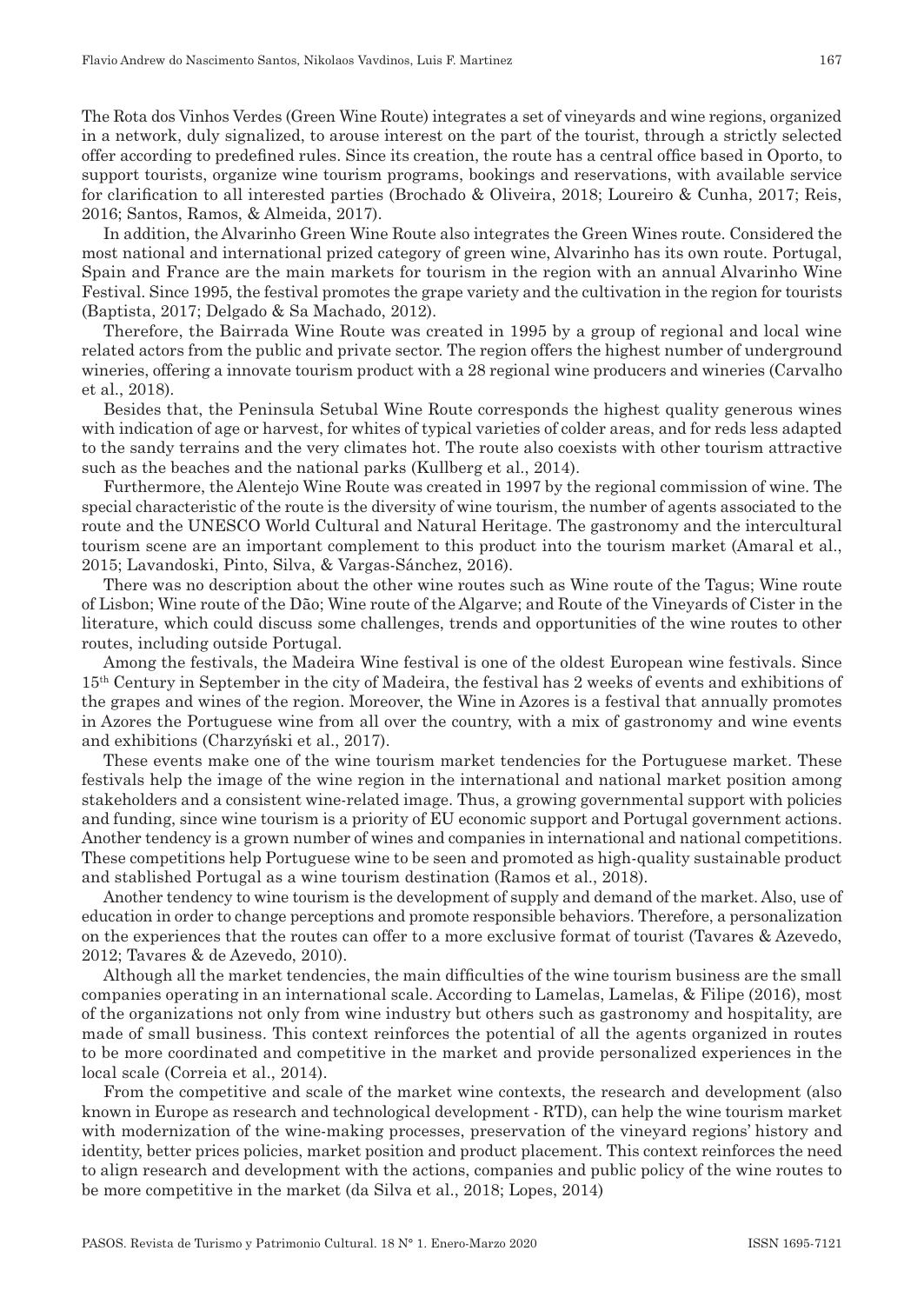The Rota dos Vinhos Verdes (Green Wine Route) integrates a set of vineyards and wine regions, organized in a network, duly signalized, to arouse interest on the part of the tourist, through a strictly selected offer according to predefined rules. Since its creation, the route has a central office based in Oporto, to support tourists, organize wine tourism programs, bookings and reservations, with available service for clarification to all interested parties (Brochado & Oliveira, 2018; Loureiro & Cunha, 2017; Reis, 2016; Santos, Ramos, & Almeida, 2017).

In addition, the Alvarinho Green Wine Route also integrates the Green Wines route. Considered the most national and international prized category of green wine, Alvarinho has its own route. Portugal, Spain and France are the main markets for tourism in the region with an annual Alvarinho Wine Festival. Since 1995, the festival promotes the grape variety and the cultivation in the region for tourists (Baptista, 2017; Delgado & Sa Machado, 2012).

Therefore, the Bairrada Wine Route was created in 1995 by a group of regional and local wine related actors from the public and private sector. The region offers the highest number of underground wineries, offering a innovate tourism product with a 28 regional wine producers and wineries (Carvalho et al., 2018).

Besides that, the Peninsula Setubal Wine Route corresponds the highest quality generous wines with indication of age or harvest, for whites of typical varieties of colder areas, and for reds less adapted to the sandy terrains and the very climates hot. The route also coexists with other tourism attractive such as the beaches and the national parks (Kullberg et al., 2014).

Furthermore, the Alentejo Wine Route was created in 1997 by the regional commission of wine. The special characteristic of the route is the diversity of wine tourism, the number of agents associated to the route and the UNESCO World Cultural and Natural Heritage. The gastronomy and the intercultural tourism scene are an important complement to this product into the tourism market (Amaral et al., 2015; Lavandoski, Pinto, Silva, & Vargas-Sánchez, 2016).

There was no description about the other wine routes such as Wine route of the Tagus; Wine route of Lisbon; Wine route of the Dão; Wine route of the Algarve; and Route of the Vineyards of Cister in the literature, which could discuss some challenges, trends and opportunities of the wine routes to other routes, including outside Portugal.

Among the festivals, the Madeira Wine festival is one of the oldest European wine festivals. Since 15th Century in September in the city of Madeira, the festival has 2 weeks of events and exhibitions of the grapes and wines of the region. Moreover, the Wine in Azores is a festival that annually promotes in Azores the Portuguese wine from all over the country, with a mix of gastronomy and wine events and exhibitions (Charzyński et al., 2017).

These events make one of the wine tourism market tendencies for the Portuguese market. These festivals help the image of the wine region in the international and national market position among stakeholders and a consistent wine-related image. Thus, a growing governmental support with policies and funding, since wine tourism is a priority of EU economic support and Portugal government actions. Another tendency is a grown number of wines and companies in international and national competitions. These competitions help Portuguese wine to be seen and promoted as high-quality sustainable product and stablished Portugal as a wine tourism destination (Ramos et al., 2018).

Another tendency to wine tourism is the development of supply and demand of the market. Also, use of education in order to change perceptions and promote responsible behaviors. Therefore, a personalization on the experiences that the routes can offer to a more exclusive format of tourist (Tavares & Azevedo, 2012; Tavares & de Azevedo, 2010).

Although all the market tendencies, the main difficulties of the wine tourism business are the small companies operating in an international scale. According to Lamelas, Lamelas, & Filipe (2016), most of the organizations not only from wine industry but others such as gastronomy and hospitality, are made of small business. This context reinforces the potential of all the agents organized in routes to be more coordinated and competitive in the market and provide personalized experiences in the local scale (Correia et al., 2014).

From the competitive and scale of the market wine contexts, the research and development (also known in Europe as research and technological development - RTD), can help the wine tourism market with modernization of the wine-making processes, preservation of the vineyard regions' history and identity, better prices policies, market position and product placement. This context reinforces the need to align research and development with the actions, companies and public policy of the wine routes to be more competitive in the market (da Silva et al., 2018; Lopes, 2014)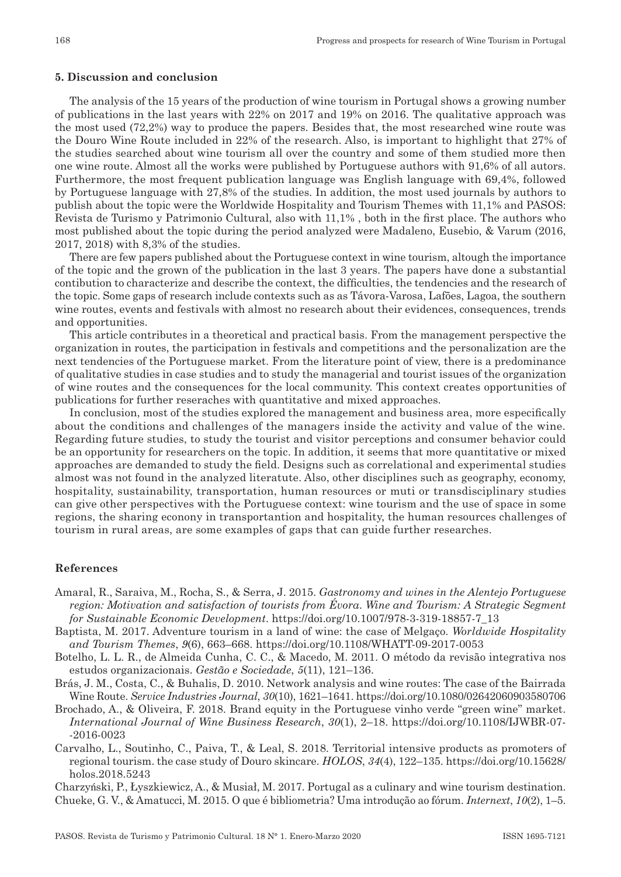### 5. Discussion and conclusion

The analysis of the 15 years of the production of wine tourism in Portugal shows a growing number of publications in the last years with 22% on 2017 and 19% on 2016. The qualitative approach was the most used (72,2%) way to produce the papers. Besides that, the most researched wine route was the Douro Wine Route included in 22% of the research. Also, is important to highlight that 27% of the studies searched about wine tourism all over the country and some of them studied more then one wine route. Almost all the works were published by Portuguese authors with 91,6% of all autors. Furthermore, the most frequent publication language was English language with 69,4%, followed by Portuguese language with 27,8% of the studies. In addition, the most used journals by authors to publish about the topic were the Worldwide Hospitality and Tourism Themes with 11,1% and PASOS: Revista de Turismo y Patrimonio Cultural, also with 11,1% , both in the first place. The authors who most published about the topic during the period analyzed were Madaleno, Eusebio, & Varum (2016, 2017, 2018) with 8,3% of the studies.

There are few papers published about the Portuguese context in wine tourism, altough the importance of the topic and the grown of the publication in the last 3 years. The papers have done a substantial contibution to characterize and describe the context, the difficulties, the tendencies and the research of the topic. Some gaps of research include contexts such as as Távora-Varosa, Lafões, Lagoa, the southern wine routes, events and festivals with almost no research about their evidences, consequences, trends and opportunities.

This article contributes in a theoretical and practical basis. From the management perspective the organization in routes, the participation in festivals and competitions and the personalization are the next tendencies of the Portuguese market. From the literature point of view, there is a predominance of qualitative studies in case studies and to study the managerial and tourist issues of the organization of wine routes and the consequences for the local community. This context creates opportunities of publications for further reserches with quantitative and mixed approaches.

In conclusion, most of the studies explored the management and business area, more especifically about the conditions and challenges of the managers inside the activity and value of the wine. Regarding future studies, to study the tourist and visitor perceptions and consumer behavior could be an opportunity for researchers on the topic. In addition, it seems that more quantitative or mixed approaches are demanded to study the field. Designs such as correlational and experimental studies almost was not found in the analyzed literatute. Also, other disciplines such as geography, economy, hospitality, sustainability, transportation, human resources or muti or transdisciplinary studies can give other perspectives with the Portuguese context: wine tourism and the use of space in some regions, the sharing econony in transportantion and hospitality, the human resources challenges of tourism in rural areas, are some examples of gaps that can guide further researches.

### References

Amaral, R., Saraiva, M., Rocha, S., & Serra, J. 2015. *Gastronomy and wines in the Alentejo Portuguese region: Motivation and satisfaction of tourists from Évora. Wine and Tourism: A Strategic Segment for Sustainable Economic Development*. https://doi.org/10.1007/978-3-319-18857-7_13

Baptista, M. 2017. Adventure tourism in a land of wine: the case of Melgaço. *Worldwide Hospitality and Tourism Themes*, *9*(6), 663–668. https://doi.org/10.1108/WHATT-09-2017-0053

Botelho, L. L. R., de Almeida Cunha, C. C., & Macedo, M. 2011. O método da revisão integrativa nos estudos organizacionais. *Gestão e Sociedade*, *5*(11), 121–136.

Brás, J. M., Costa, C., & Buhalis, D. 2010. Network analysis and wine routes: The case of the Bairrada Wine Route. *Service Industries Journal*, *30*(10), 1621–1641. https://doi.org/10.1080/02642060903580706

Brochado, A., & Oliveira, F. 2018. Brand equity in the Portuguese vinho verde "green wine" market. *International Journal of Wine Business Research*, *30*(1), 2–18. https://doi.org/10.1108/IJWBR-07--2016-0023

Carvalho, L., Soutinho, C., Paiva, T., & Leal, S. 2018. Territorial intensive products as promoters of regional tourism. the case study of Douro skincare. *HOLOS*, *34*(4), 122–135. https://doi.org/10.15628/holos.2018.5243

Charzyński, P., Łyszkiewicz, A., & Musiał, M. 2017. Portugal as a culinary and wine tourism destination.

Chueke, G. V., & Amatucci, M. 2015. O que é bibliometria? Uma introdução ao fórum. *Internext*, *10*(2), 1–5.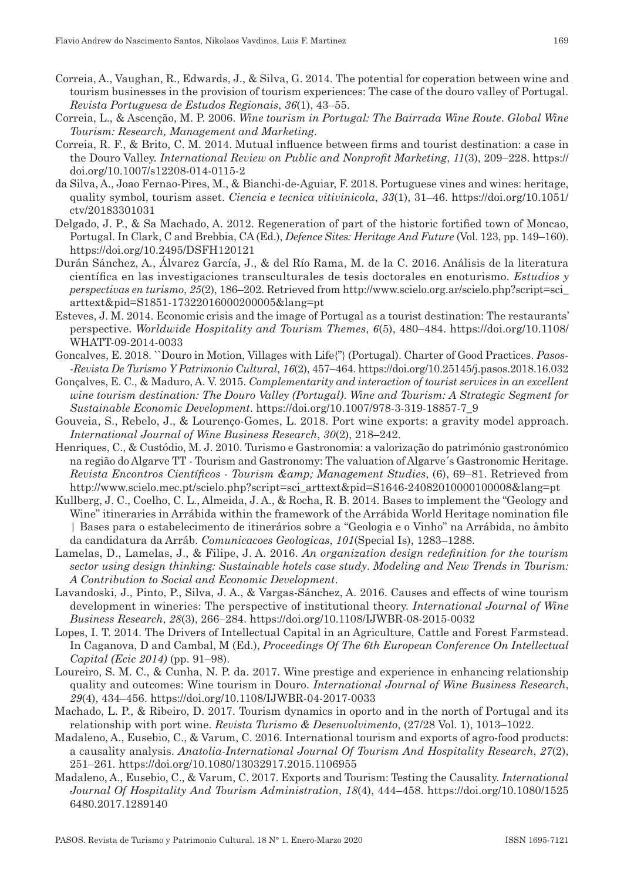Correia, A., Vaughan, R., Edwards, J., & Silva, G. 2014. The potential for coperation between wine and tourism businesses in the provision of tourism experiences: The case of the douro valley of Portugal. *Revista Portuguesa de Estudos Regionais*, *36*(1), 43–55.

Correia, L., & Ascenção, M. P. 2006. *Wine tourism in Portugal: The Bairrada Wine Route*. *Global Wine Tourism: Research, Management and Marketing*.

Correia, R. F., & Brito, C. M. 2014. Mutual influence between firms and tourist destination: a case in the Douro Valley. *International Review on Public and Nonprofit Marketing*, *11*(3), 209–228. https://doi.org/10.1007/s12208-014-0115-2

da Silva, A., Joao Fernao-Pires, M., & Bianchi-de-Aguiar, F. 2018. Portuguese vines and wines: heritage, quality symbol, tourism asset. *Ciencia e tecnica vitivinicola*, *33*(1), 31–46. https://doi.org/10.1051/ctv/20183301031

Delgado, J. P., & Sa Machado, A. 2012. Regeneration of part of the historic fortified town of Moncao, Portugal. In Clark, C and Brebbia, CA (Ed.), *Defence Sites: Heritage And Future* (Vol. 123, pp. 149–160). https://doi.org/10.2495/DSFH120121

Durán Sánchez, A., Álvarez García, J., & del Río Rama, M. de la C. 2016. Análisis de la literatura científica en las investigaciones transculturales de tesis doctorales en enoturismo. *Estudios y perspectivas en turismo*, *25*(2), 186–202. Retrieved from http://www.scielo.org.ar/scielo.php?script=sci_arttext&pid=S1851-17322016000200005&lang=pt

Esteves, J. M. 2014. Economic crisis and the image of Portugal as a tourist destination: The restaurants' perspective. *Worldwide Hospitality and Tourism Themes*, *6*(5), 480–484. https://doi.org/10.1108/WHATT-09-2014-0033

Goncalves, E. 2018. ``Douro in Motion, Villages with Life{"} (Portugal). Charter of Good Practices. *Pasos--Revista De Turismo Y Patrimonio Cultural*, *16*(2), 457–464. https://doi.org/10.25145/j.pasos.2018.16.032

Gonçalves, E. C., & Maduro, A. V. 2015. *Complementarity and interaction of tourist services in an excellent wine tourism destination: The Douro Valley (Portugal)*. *Wine and Tourism: A Strategic Segment for Sustainable Economic Development*. https://doi.org/10.1007/978-3-319-18857-7_9

Gouveia, S., Rebelo, J., & Lourenço-Gomes, L. 2018. Port wine exports: a gravity model approach. *International Journal of Wine Business Research*, *30*(2), 218–242.

Henriques, C., & Custódio, M. J. 2010. Turismo e Gastronomia: a valorização do património gastronómico na região do Algarve TT - Tourism and Gastronomy: The valuation of Algarve´s Gastronomic Heritage. *Revista Encontros Científicos - Tourism &amp; Management Studies*, (6), 69–81. Retrieved from http://www.scielo.mec.pt/scielo.php?script=sci_arttext&pid=S1646-24082010000100008&lang=pt

Kullberg, J. C., Coelho, C. L., Almeida, J. A., & Rocha, R. B. 2014. Bases to implement the "Geology and Wine" itineraries in Arrábida within the framework of the Arrábida World Heritage nomination file | Bases para o estabelecimento de itinerários sobre a "Geologia e o Vinho" na Arrábida, no âmbito da candidatura da Arráb. *Comunicacoes Geologicas*, *101*(Special Is), 1283–1288.

Lamelas, D., Lamelas, J., & Filipe, J. A. 2016. *An organization design redefinition for the tourism sector using design thinking: Sustainable hotels case study*. *Modeling and New Trends in Tourism: A Contribution to Social and Economic Development*.

Lavandoski, J., Pinto, P., Silva, J. A., & Vargas-Sánchez, A. 2016. Causes and effects of wine tourism development in wineries: The perspective of institutional theory. *International Journal of Wine Business Research*, *28*(3), 266–284. https://doi.org/10.1108/IJWBR-08-2015-0032

Lopes, I. T. 2014. The Drivers of Intellectual Capital in an Agriculture, Cattle and Forest Farmstead. In Caganova, D and Cambal, M (Ed.), *Proceedings Of The 6th European Conference On Intellectual Capital (Ecic 2014)* (pp. 91–98).

Loureiro, S. M. C., & Cunha, N. P. da. 2017. Wine prestige and experience in enhancing relationship quality and outcomes: Wine tourism in Douro. *International Journal of Wine Business Research*, *29*(4), 434–456. https://doi.org/10.1108/IJWBR-04-2017-0033

Machado, L. P., & Ribeiro, D. 2017. Tourism dynamics in oporto and in the north of Portugal and its relationship with port wine. *Revista Turismo & Desenvolvimento*, (27/28 Vol. 1), 1013–1022.

Madaleno, A., Eusebio, C., & Varum, C. 2016. International tourism and exports of agro-food products: a causality analysis. *Anatolia-International Journal Of Tourism And Hospitality Research*, *27*(2), 251–261. https://doi.org/10.1080/13032917.2015.1106955

Madaleno, A., Eusebio, C., & Varum, C. 2017. Exports and Tourism: Testing the Causality. *International Journal Of Hospitality And Tourism Administration*, *18*(4), 444–458. https://doi.org/10.1080/15256480.2017.1289140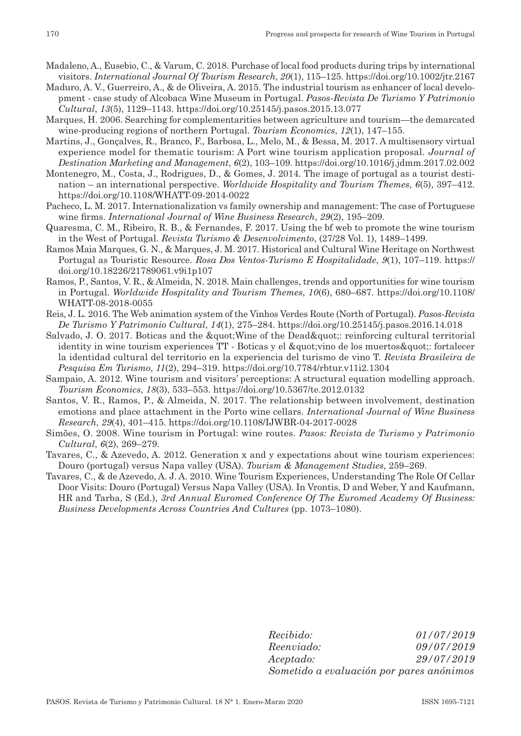Madaleno, A., Eusebio, C., & Varum, C. 2018. Purchase of local food products during trips by international visitors. *International Journal Of Tourism Research*, *20*(1), 115–125. https://doi.org/10.1002/jtr.2167

Maduro, A. V., Guerreiro, A., & de Oliveira, A. 2015. The industrial tourism as enhancer of local development - case study of Alcobaca Wine Museum in Portugal. *Pasos-Revista De Turismo Y Patrimonio Cultural*, *13*(5), 1129–1143. https://doi.org/10.25145/j.pasos.2015.13.077

Marques, H. 2006. Searching for complementarities between agriculture and tourism—the demarcated wine-producing regions of northern Portugal. *Tourism Economics*, *12*(1), 147–155.

Martins, J., Gonçalves, R., Branco, F., Barbosa, L., Melo, M., & Bessa, M. 2017. A multisensory virtual experience model for thematic tourism: A Port wine tourism application proposal. *Journal of Destination Marketing and Management*, *6*(2), 103–109. https://doi.org/10.1016/j.jdmm.2017.02.002

Montenegro, M., Costa, J., Rodrigues, D., & Gomes, J. 2014. The image of portugal as a tourist destination – an international perspective. *Worldwide Hospitality and Tourism Themes*, *6*(5), 397–412. https://doi.org/10.1108/WHATT-09-2014-0022

Pacheco, L. M. 2017. Internationalization vs family ownership and management: The case of Portuguese wine firms. *International Journal of Wine Business Research*, *29*(2), 195–209.

Quaresma, C. M., Ribeiro, R. B., & Fernandes, F. 2017. Using the bf web to promote the wine tourism in the West of Portugal. *Revista Turismo & Desenvolvimento*, (27/28 Vol. 1), 1489–1499.

Ramos Maia Marques, G. N., & Marques, J. M. 2017. Historical and Cultural Wine Heritage on Northwest Portugal as Touristic Resource. *Rosa Dos Ventos-Turismo E Hospitalidade*, *9*(1), 107–119. https://doi.org/10.18226/21789061.v9i1p107

Ramos, P., Santos, V. R., & Almeida, N. 2018. Main challenges, trends and opportunities for wine tourism in Portugal. *Worldwide Hospitality and Tourism Themes*, *10*(6), 680–687. https://doi.org/10.1108/WHATT-08-2018-0055

Reis, J. L. 2016. The Web animation system of the Vinhos Verdes Route (North of Portugal). *Pasos-Revista De Turismo Y Patrimonio Cultural*, *14*(1), 275–284. https://doi.org/10.25145/j.pasos.2016.14.018

Salvado, J. O. 2017. Boticas and the &quot;Wine of the Dead&quot;: reinforcing cultural territorial identity in wine tourism experiences TT - Boticas y el &quot;vino de los muertos&quot;: fortalecer la identidad cultural del territorio en la experiencia del turismo de vino T. *Revista Brasileira de Pesquisa Em Turismo*, *11*(2), 294–319. https://doi.org/10.7784/rbtur.v11i2.1304

Sampaio, A. 2012. Wine tourism and visitors' perceptions: A structural equation modelling approach. *Tourism Economics*, *18*(3), 533–553. https://doi.org/10.5367/te.2012.0132

Santos, V. R., Ramos, P., & Almeida, N. 2017. The relationship between involvement, destination emotions and place attachment in the Porto wine cellars. *International Journal of Wine Business Research*, *29*(4), 401–415. https://doi.org/10.1108/IJWBR-04-2017-0028

Simões, O. 2008. Wine tourism in Portugal: wine routes. *Pasos: Revista de Turismo y Patrimonio Cultural*, *6*(2), 269–279.

Tavares, C., & Azevedo, A. 2012. Generation x and y expectations about wine tourism experiences: Douro (portugal) versus Napa valley (USA). *Tourism & Management Studies*, 259–269.

Tavares, C., & de Azevedo, A. J. A. 2010. Wine Tourism Experiences, Understanding The Role Of Cellar Door Visits: Douro (Portugal) Versus Napa Valley (USA). In Vrontis, D and Weber, Y and Kaufmann, HR and Tarba, S (Ed.), *3rd Annual Euromed Conference Of The Euromed Academy Of Business: Business Developments Across Countries And Cultures* (pp. 1073–1080).

*Recibido: 01/07/2019*
*Reenviado: 09/07/2019*
*Aceptado: 29/07/2019*
*Sometido a evaluación por pares anónimos*